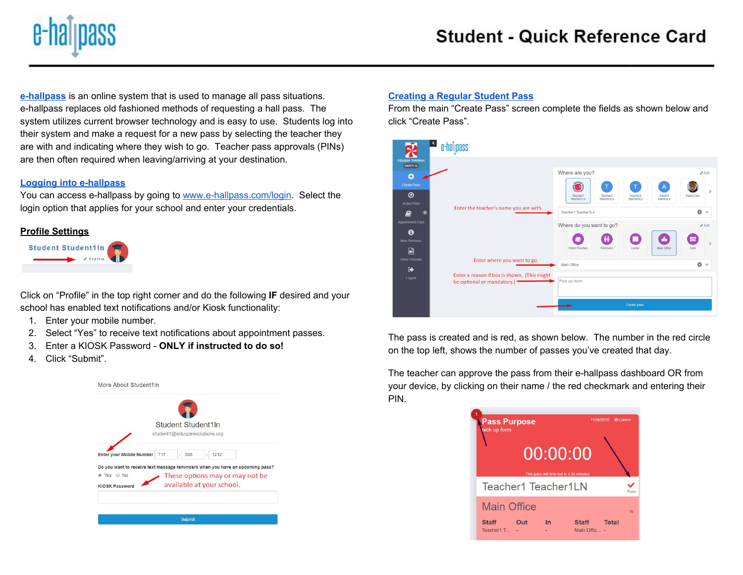# Student - Quick Reference Card

**[e-hallpass](#)** is an online system that is used to manage all pass situations. e-hallpass replaces old fashioned methods of requesting a hall pass. The system utilizes current browser technology and is easy to use. Students log into their system and make a request for a new pass by selecting the teacher they are with and indicating where they wish to go. Teacher pass approvals (PINs) are then often required when leaving/arriving at your destination.

## Logging into e-hallpass

You can access e-hallpass by going to www.e-hallpass.com/login. Select the login option that applies for your school and enter your credentials.

## Profile Settings

Click on "Profile" in the top right corner and do the following **IF** desired and your school has enabled text notifications and/or Kiosk functionality:

1. Enter your mobile number.
2. Select "Yes" to receive text notifications about appointment passes.
3. Enter a KIOSK Password - **ONLY if instructed to do so!**
4. Click "Submit".

## Creating a Regular Student Pass

From the main "Create Pass" screen complete the fields as shown below and click "Create Pass".

The pass is created and is red, as shown below. The number in the red circle on the top left, shows the number of passes you've created that day.

The teacher can approve the pass from their e-hallpass dashboard OR from your device, by clicking on their name / the red checkmark and entering their PIN.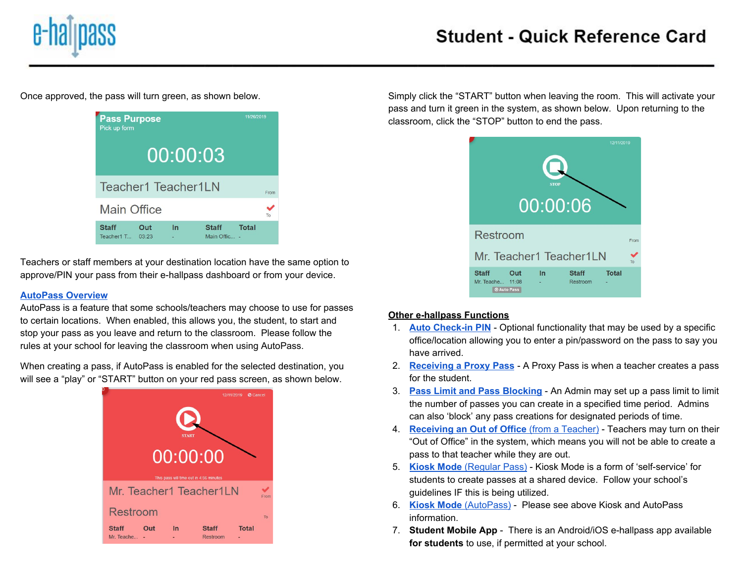# Student - Quick Reference Card

Once approved, the pass will turn green, as shown below.

Teachers or staff members at your destination location have the same option to approve/PIN your pass from their e-hallpass dashboard or from your device.

**AutoPass Overview**

AutoPass is a feature that some schools/teachers may choose to use for passes to certain locations. When enabled, this allows you, the student, to start and stop your pass as you leave and return to the classroom. Please follow the rules at your school for leaving the classroom when using AutoPass.

When creating a pass, if AutoPass is enabled for the selected destination, you will see a "play" or "START" button on your red pass screen, as shown below.

Simply click the "START" button when leaving the room. This will activate your pass and turn it green in the system, as shown below. Upon returning to the classroom, click the "STOP" button to end the pass.

**Other e-hallpass Functions**

1. **Auto Check-in PIN** - Optional functionality that may be used by a specific office/location allowing you to enter a pin/password on the pass to say you have arrived.
2. **Receiving a Proxy Pass** - A Proxy Pass is when a teacher creates a pass for the student.
3. **Pass Limit and Pass Blocking** - An Admin may set up a pass limit to limit the number of passes you can create in a specified time period. Admins can also 'block' any pass creations for designated periods of time.
4. **Receiving an Out of Office** (from a Teacher) - Teachers may turn on their "Out of Office" in the system, which means you will not be able to create a pass to that teacher while they are out.
5. **Kiosk Mode** (Regular Pass) - Kiosk Mode is a form of 'self-service' for students to create passes at a shared device. Follow your school's guidelines IF this is being utilized.
6. **Kiosk Mode** (AutoPass) - Please see above Kiosk and AutoPass information.
7. **Student Mobile App** - There is an Android/iOS e-hallpass app available **for students** to use, if permitted at your school.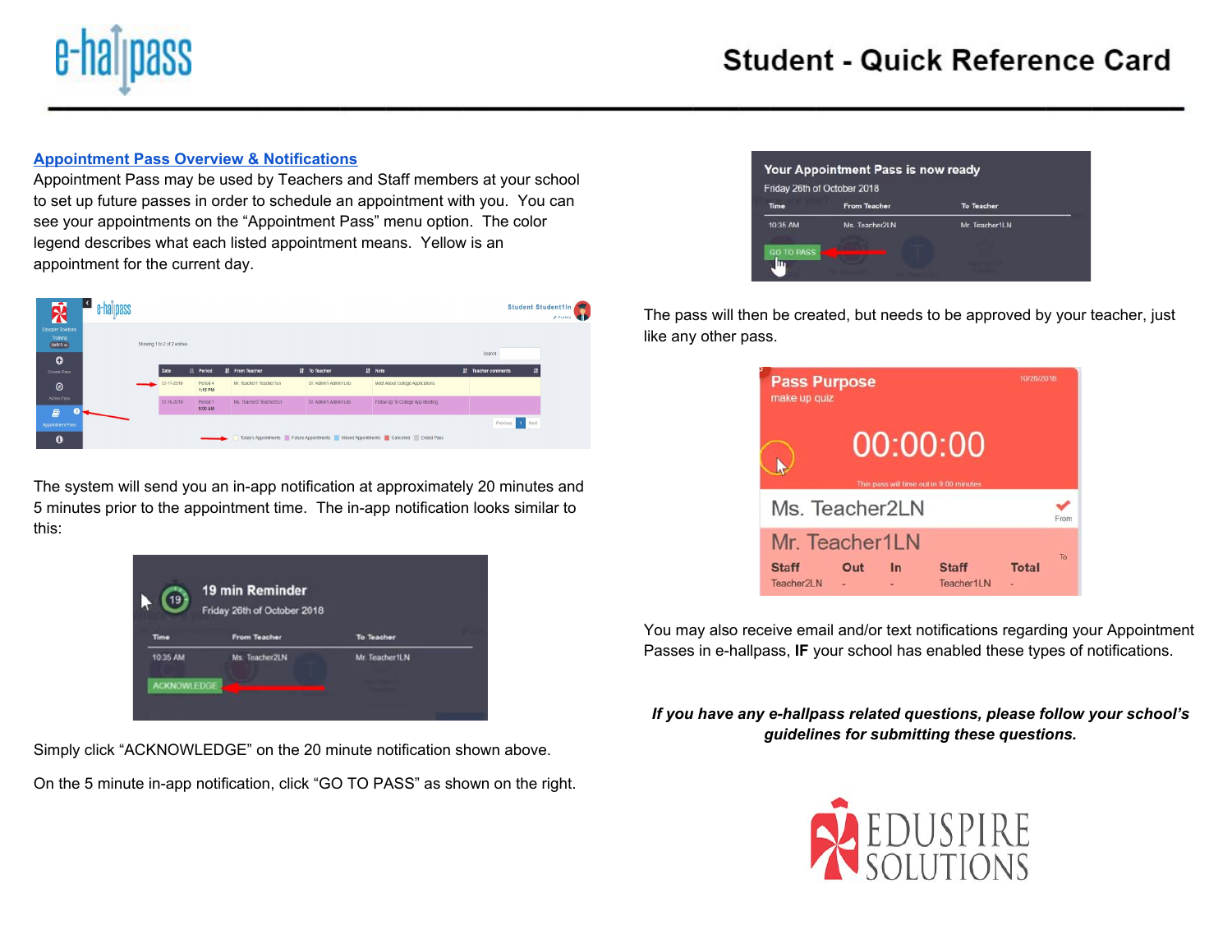# Student - Quick Reference Card

## Appointment Pass Overview & Notifications

Appointment Pass may be used by Teachers and Staff members at your school to set up future passes in order to schedule an appointment with you. You can see your appointments on the "Appointment Pass" menu option. The color legend describes what each listed appointment means. Yellow is an appointment for the current day.

The system will send you an in-app notification at approximately 20 minutes and 5 minutes prior to the appointment time. The in-app notification looks similar to this:

Simply click "ACKNOWLEDGE" on the 20 minute notification shown above.

On the 5 minute in-app notification, click "GO TO PASS" as shown on the right.

The pass will then be created, but needs to be approved by your teacher, just like any other pass.

You may also receive email and/or text notifications regarding your Appointment Passes in e-hallpass, **IF** your school has enabled these types of notifications.

***If you have any e-hallpass related questions, please follow your school's guidelines for submitting these questions.***